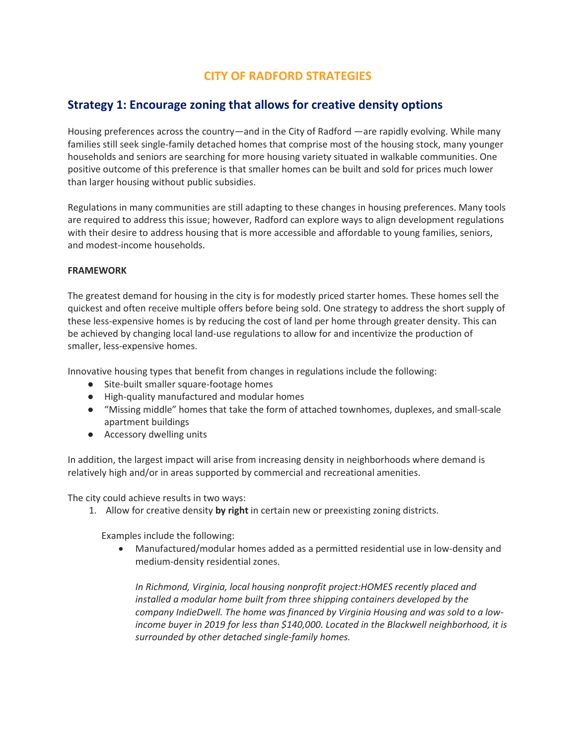# CITY OF RADFORD STRATEGIES

## Strategy 1: Encourage zoning that allows for creative density options

Housing preferences across the country—and in the City of Radford —are rapidly evolving. While many families still seek single-family detached homes that comprise most of the housing stock, many younger households and seniors are searching for more housing variety situated in walkable communities. One positive outcome of this preference is that smaller homes can be built and sold for prices much lower than larger housing without public subsidies.

Regulations in many communities are still adapting to these changes in housing preferences. Many tools are required to address this issue; however, Radford can explore ways to align development regulations with their desire to address housing that is more accessible and affordable to young families, seniors, and modest-income households.

**FRAMEWORK**

The greatest demand for housing in the city is for modestly priced starter homes. These homes sell the quickest and often receive multiple offers before being sold. One strategy to address the short supply of these less-expensive homes is by reducing the cost of land per home through greater density. This can be achieved by changing local land-use regulations to allow for and incentivize the production of smaller, less-expensive homes.

Innovative housing types that benefit from changes in regulations include the following:

- Site-built smaller square-footage homes
- High-quality manufactured and modular homes
- "Missing middle" homes that take the form of attached townhomes, duplexes, and small-scale apartment buildings
- Accessory dwelling units

In addition, the largest impact will arise from increasing density in neighborhoods where demand is relatively high and/or in areas supported by commercial and recreational amenities.

The city could achieve results in two ways:

1. Allow for creative density **by right** in certain new or preexisting zoning districts.

   Examples include the following:

   - Manufactured/modular homes added as a permitted residential use in low-density and medium-density residential zones.

     *In Richmond, Virginia, local housing nonprofit project:HOMES recently placed and installed a modular home built from three shipping containers developed by the company IndieDwell. The home was financed by Virginia Housing and was sold to a low-income buyer in 2019 for less than $140,000. Located in the Blackwell neighborhood, it is surrounded by other detached single-family homes.*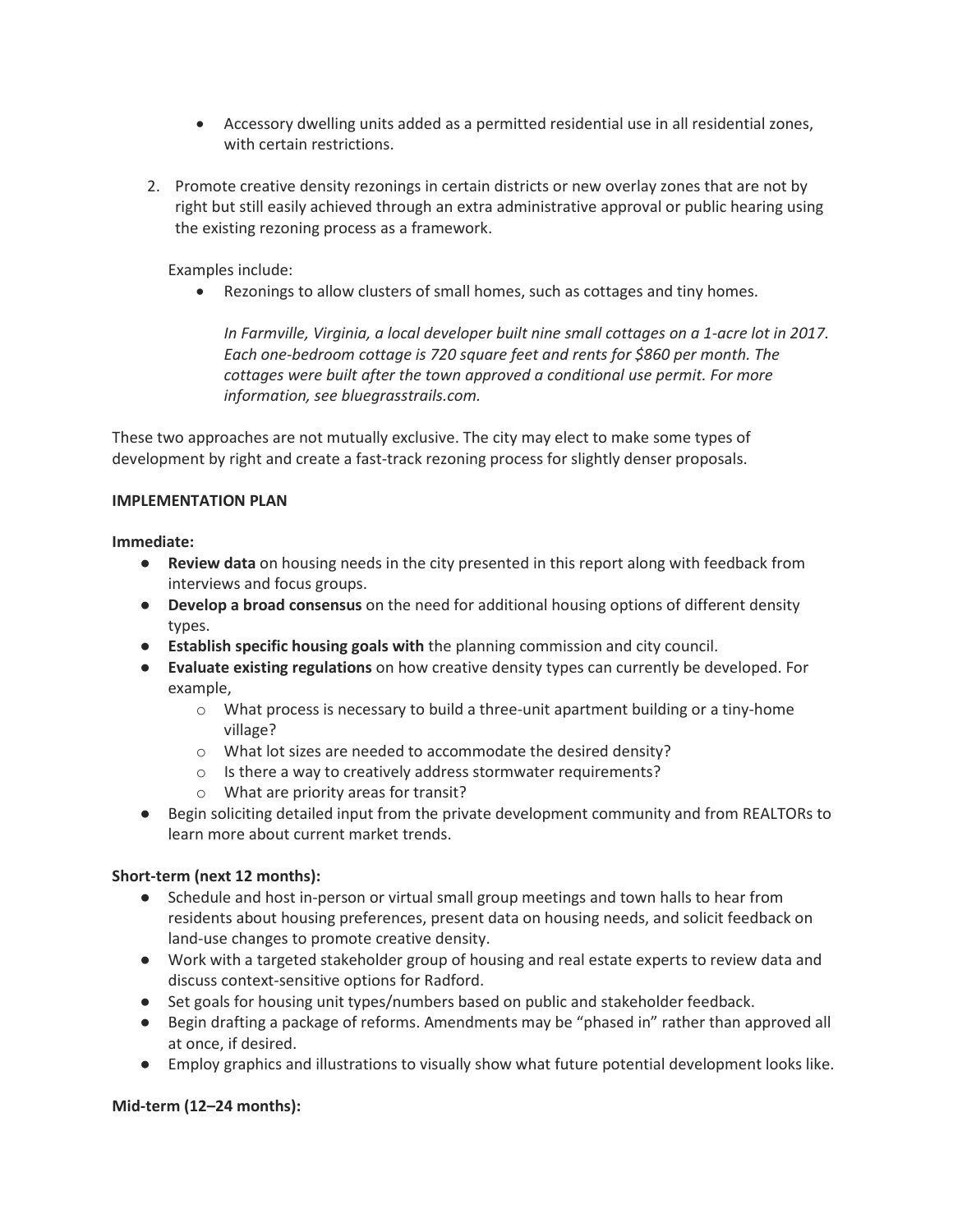- Accessory dwelling units added as a permitted residential use in all residential zones, with certain restrictions.

2. Promote creative density rezonings in certain districts or new overlay zones that are not by right but still easily achieved through an extra administrative approval or public hearing using the existing rezoning process as a framework.

   Examples include:
   - Rezonings to allow clusters of small homes, such as cottages and tiny homes.

     *In Farmville, Virginia, a local developer built nine small cottages on a 1-acre lot in 2017. Each one-bedroom cottage is 720 square feet and rents for $860 per month. The cottages were built after the town approved a conditional use permit. For more information, see bluegrasstrails.com.*

These two approaches are not mutually exclusive. The city may elect to make some types of development by right and create a fast-track rezoning process for slightly denser proposals.

**IMPLEMENTATION PLAN**

**Immediate:**

- **Review data** on housing needs in the city presented in this report along with feedback from interviews and focus groups.
- **Develop a broad consensus** on the need for additional housing options of different density types.
- **Establish specific housing goals with** the planning commission and city council.
- **Evaluate existing regulations** on how creative density types can currently be developed. For example,
  - What process is necessary to build a three-unit apartment building or a tiny-home village?
  - What lot sizes are needed to accommodate the desired density?
  - Is there a way to creatively address stormwater requirements?
  - What are priority areas for transit?
- Begin soliciting detailed input from the private development community and from REALTORs to learn more about current market trends.

**Short-term (next 12 months):**

- Schedule and host in-person or virtual small group meetings and town halls to hear from residents about housing preferences, present data on housing needs, and solicit feedback on land-use changes to promote creative density.
- Work with a targeted stakeholder group of housing and real estate experts to review data and discuss context-sensitive options for Radford.
- Set goals for housing unit types/numbers based on public and stakeholder feedback.
- Begin drafting a package of reforms. Amendments may be "phased in" rather than approved all at once, if desired.
- Employ graphics and illustrations to visually show what future potential development looks like.

**Mid-term (12–24 months):**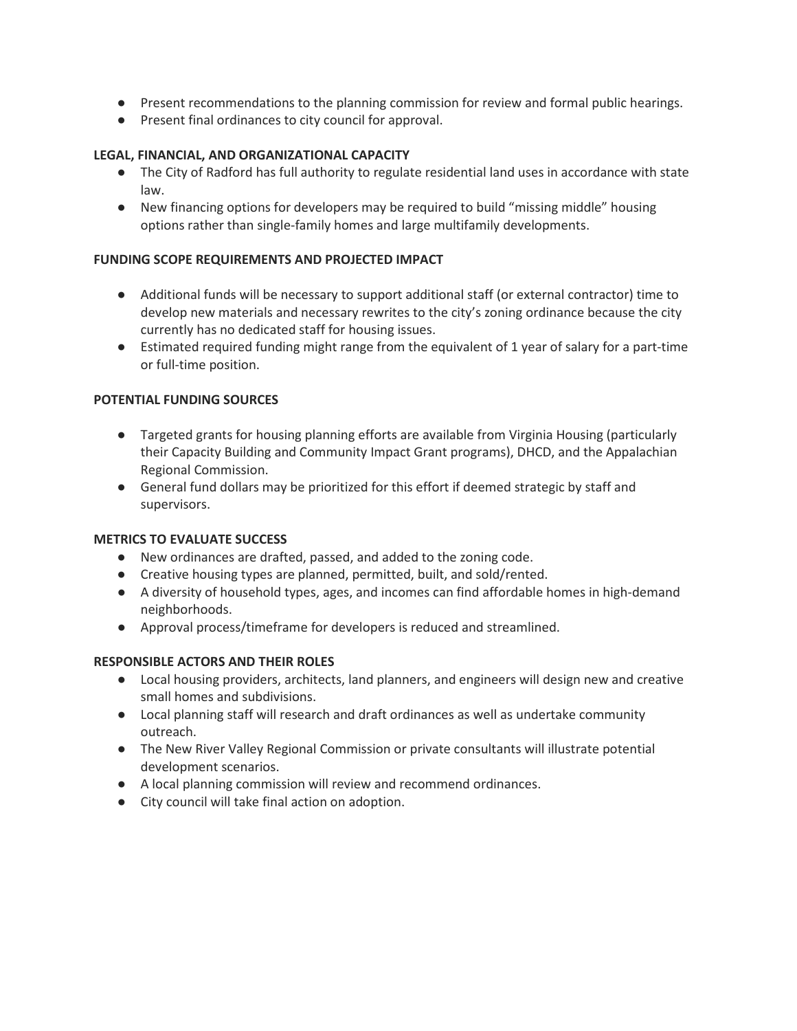- Present recommendations to the planning commission for review and formal public hearings.
- Present final ordinances to city council for approval.

**LEGAL, FINANCIAL, AND ORGANIZATIONAL CAPACITY**

- The City of Radford has full authority to regulate residential land uses in accordance with state law.
- New financing options for developers may be required to build "missing middle" housing options rather than single-family homes and large multifamily developments.

**FUNDING SCOPE REQUIREMENTS AND PROJECTED IMPACT**

- Additional funds will be necessary to support additional staff (or external contractor) time to develop new materials and necessary rewrites to the city's zoning ordinance because the city currently has no dedicated staff for housing issues.
- Estimated required funding might range from the equivalent of 1 year of salary for a part-time or full-time position.

**POTENTIAL FUNDING SOURCES**

- Targeted grants for housing planning efforts are available from Virginia Housing (particularly their Capacity Building and Community Impact Grant programs), DHCD, and the Appalachian Regional Commission.
- General fund dollars may be prioritized for this effort if deemed strategic by staff and supervisors.

**METRICS TO EVALUATE SUCCESS**

- New ordinances are drafted, passed, and added to the zoning code.
- Creative housing types are planned, permitted, built, and sold/rented.
- A diversity of household types, ages, and incomes can find affordable homes in high-demand neighborhoods.
- Approval process/timeframe for developers is reduced and streamlined.

**RESPONSIBLE ACTORS AND THEIR ROLES**

- Local housing providers, architects, land planners, and engineers will design new and creative small homes and subdivisions.
- Local planning staff will research and draft ordinances as well as undertake community outreach.
- The New River Valley Regional Commission or private consultants will illustrate potential development scenarios.
- A local planning commission will review and recommend ordinances.
- City council will take final action on adoption.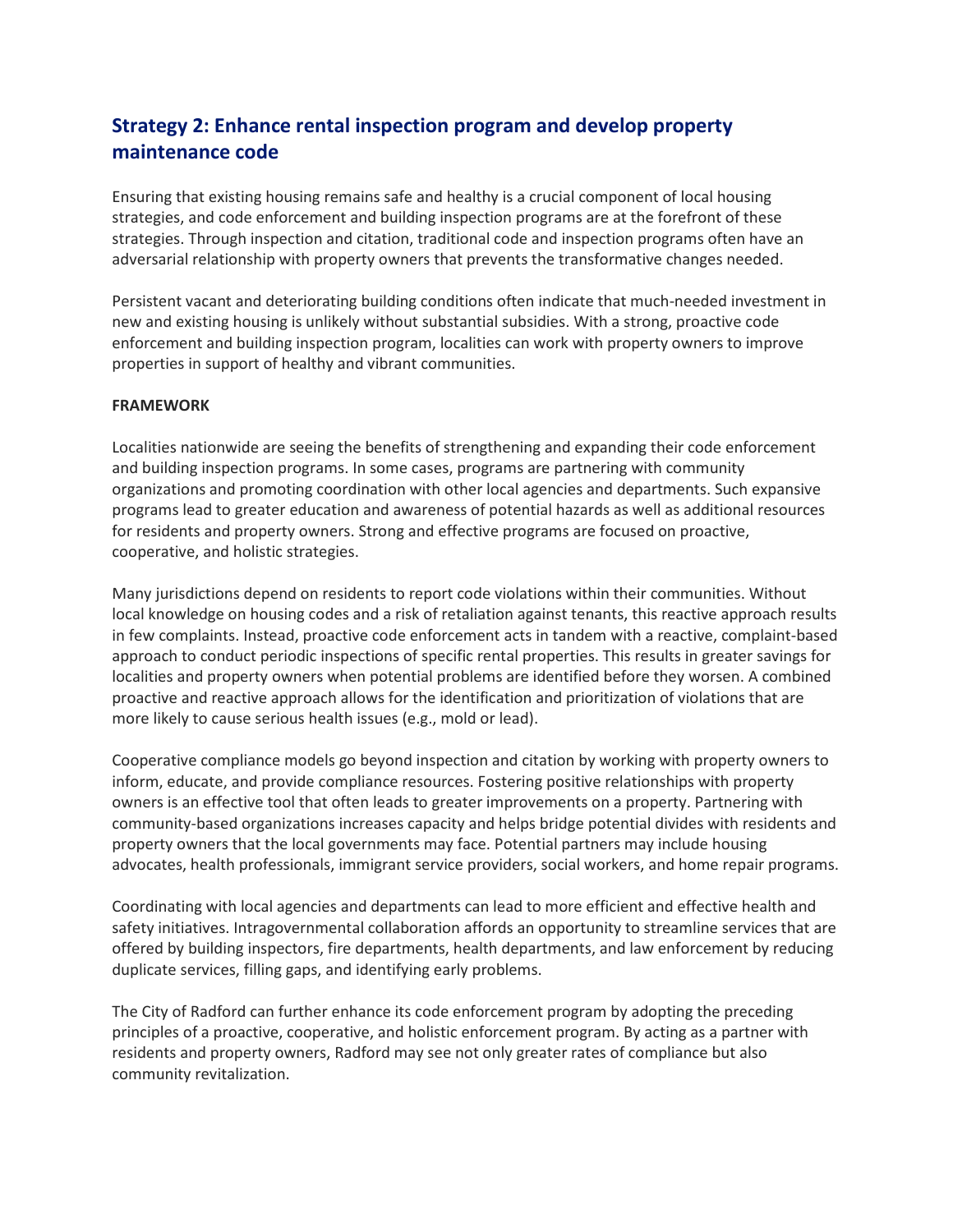## Strategy 2: Enhance rental inspection program and develop property maintenance code

Ensuring that existing housing remains safe and healthy is a crucial component of local housing strategies, and code enforcement and building inspection programs are at the forefront of these strategies. Through inspection and citation, traditional code and inspection programs often have an adversarial relationship with property owners that prevents the transformative changes needed.

Persistent vacant and deteriorating building conditions often indicate that much-needed investment in new and existing housing is unlikely without substantial subsidies. With a strong, proactive code enforcement and building inspection program, localities can work with property owners to improve properties in support of healthy and vibrant communities.

**FRAMEWORK**

Localities nationwide are seeing the benefits of strengthening and expanding their code enforcement and building inspection programs. In some cases, programs are partnering with community organizations and promoting coordination with other local agencies and departments. Such expansive programs lead to greater education and awareness of potential hazards as well as additional resources for residents and property owners. Strong and effective programs are focused on proactive, cooperative, and holistic strategies.

Many jurisdictions depend on residents to report code violations within their communities. Without local knowledge on housing codes and a risk of retaliation against tenants, this reactive approach results in few complaints. Instead, proactive code enforcement acts in tandem with a reactive, complaint-based approach to conduct periodic inspections of specific rental properties. This results in greater savings for localities and property owners when potential problems are identified before they worsen. A combined proactive and reactive approach allows for the identification and prioritization of violations that are more likely to cause serious health issues (e.g., mold or lead).

Cooperative compliance models go beyond inspection and citation by working with property owners to inform, educate, and provide compliance resources. Fostering positive relationships with property owners is an effective tool that often leads to greater improvements on a property. Partnering with community-based organizations increases capacity and helps bridge potential divides with residents and property owners that the local governments may face. Potential partners may include housing advocates, health professionals, immigrant service providers, social workers, and home repair programs.

Coordinating with local agencies and departments can lead to more efficient and effective health and safety initiatives. Intragovernmental collaboration affords an opportunity to streamline services that are offered by building inspectors, fire departments, health departments, and law enforcement by reducing duplicate services, filling gaps, and identifying early problems.

The City of Radford can further enhance its code enforcement program by adopting the preceding principles of a proactive, cooperative, and holistic enforcement program. By acting as a partner with residents and property owners, Radford may see not only greater rates of compliance but also community revitalization.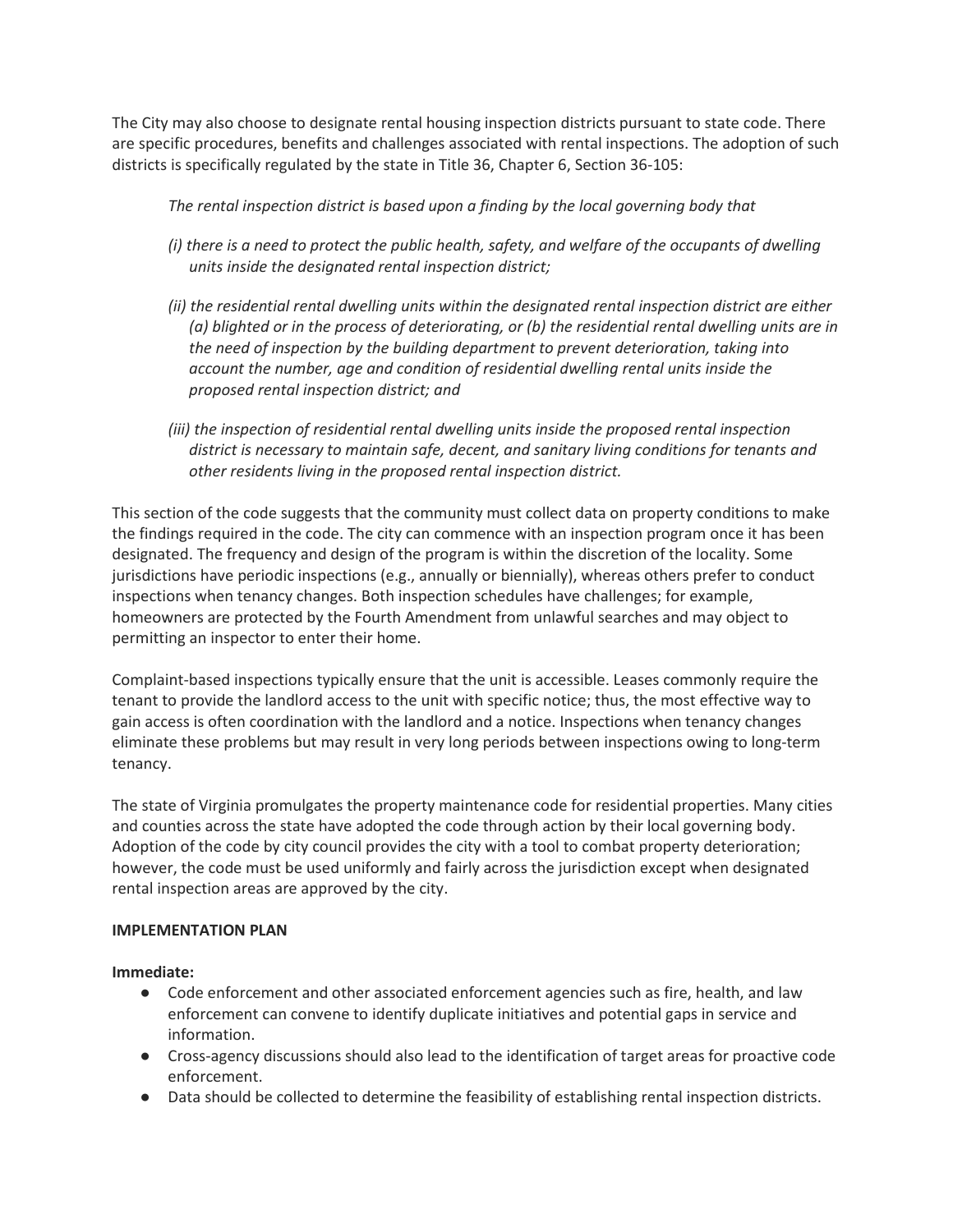The City may also choose to designate rental housing inspection districts pursuant to state code. There are specific procedures, benefits and challenges associated with rental inspections. The adoption of such districts is specifically regulated by the state in Title 36, Chapter 6, Section 36-105:

> *The rental inspection district is based upon a finding by the local governing body that*
>
> *(i) there is a need to protect the public health, safety, and welfare of the occupants of dwelling units inside the designated rental inspection district;*
>
> *(ii) the residential rental dwelling units within the designated rental inspection district are either (a) blighted or in the process of deteriorating, or (b) the residential rental dwelling units are in the need of inspection by the building department to prevent deterioration, taking into account the number, age and condition of residential dwelling rental units inside the proposed rental inspection district; and*
>
> *(iii) the inspection of residential rental dwelling units inside the proposed rental inspection district is necessary to maintain safe, decent, and sanitary living conditions for tenants and other residents living in the proposed rental inspection district.*

This section of the code suggests that the community must collect data on property conditions to make the findings required in the code. The city can commence with an inspection program once it has been designated. The frequency and design of the program is within the discretion of the locality. Some jurisdictions have periodic inspections (e.g., annually or biennially), whereas others prefer to conduct inspections when tenancy changes. Both inspection schedules have challenges; for example, homeowners are protected by the Fourth Amendment from unlawful searches and may object to permitting an inspector to enter their home.

Complaint-based inspections typically ensure that the unit is accessible. Leases commonly require the tenant to provide the landlord access to the unit with specific notice; thus, the most effective way to gain access is often coordination with the landlord and a notice. Inspections when tenancy changes eliminate these problems but may result in very long periods between inspections owing to long-term tenancy.

The state of Virginia promulgates the property maintenance code for residential properties. Many cities and counties across the state have adopted the code through action by their local governing body. Adoption of the code by city council provides the city with a tool to combat property deterioration; however, the code must be used uniformly and fairly across the jurisdiction except when designated rental inspection areas are approved by the city.

**IMPLEMENTATION PLAN**

**Immediate:**

- Code enforcement and other associated enforcement agencies such as fire, health, and law enforcement can convene to identify duplicate initiatives and potential gaps in service and information.
- Cross-agency discussions should also lead to the identification of target areas for proactive code enforcement.
- Data should be collected to determine the feasibility of establishing rental inspection districts.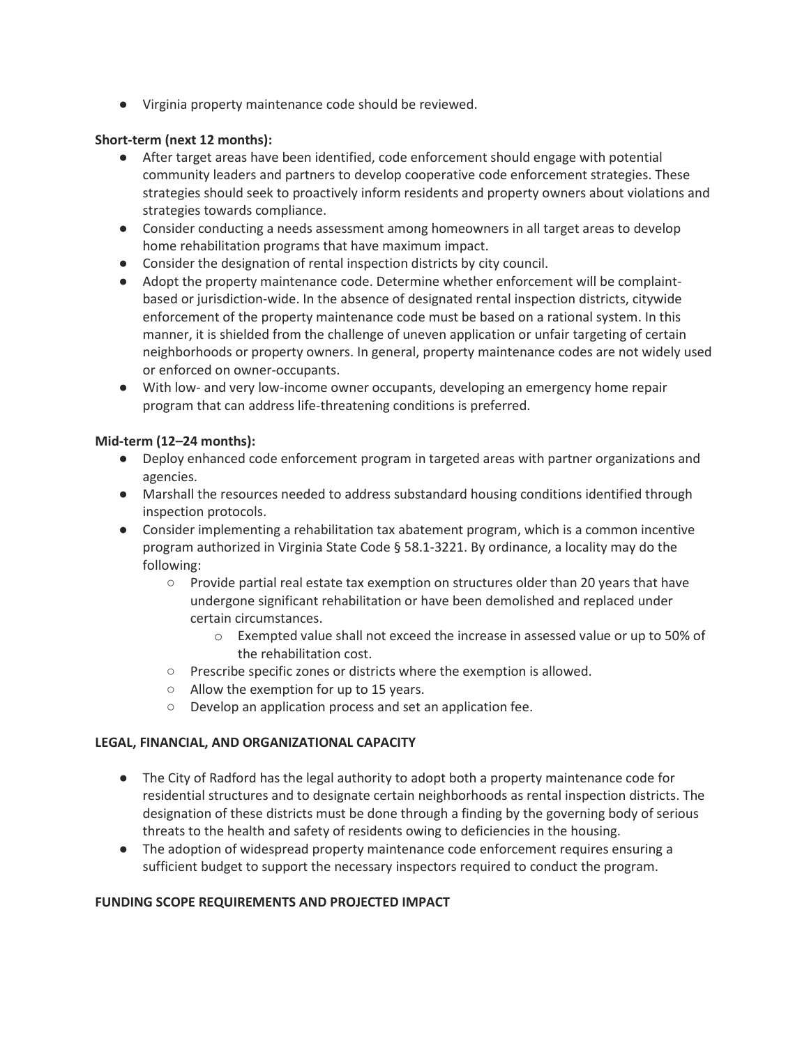- Virginia property maintenance code should be reviewed.

**Short-term (next 12 months):**

- After target areas have been identified, code enforcement should engage with potential community leaders and partners to develop cooperative code enforcement strategies. These strategies should seek to proactively inform residents and property owners about violations and strategies towards compliance.
- Consider conducting a needs assessment among homeowners in all target areas to develop home rehabilitation programs that have maximum impact.
- Consider the designation of rental inspection districts by city council.
- Adopt the property maintenance code. Determine whether enforcement will be complaint-based or jurisdiction-wide. In the absence of designated rental inspection districts, citywide enforcement of the property maintenance code must be based on a rational system. In this manner, it is shielded from the challenge of uneven application or unfair targeting of certain neighborhoods or property owners. In general, property maintenance codes are not widely used or enforced on owner-occupants.
- With low- and very low-income owner occupants, developing an emergency home repair program that can address life-threatening conditions is preferred.

**Mid-term (12–24 months):**

- Deploy enhanced code enforcement program in targeted areas with partner organizations and agencies.
- Marshall the resources needed to address substandard housing conditions identified through inspection protocols.
- Consider implementing a rehabilitation tax abatement program, which is a common incentive program authorized in Virginia State Code § 58.1-3221. By ordinance, a locality may do the following:
  - Provide partial real estate tax exemption on structures older than 20 years that have undergone significant rehabilitation or have been demolished and replaced under certain circumstances.
    - Exempted value shall not exceed the increase in assessed value or up to 50% of the rehabilitation cost.
  - Prescribe specific zones or districts where the exemption is allowed.
  - Allow the exemption for up to 15 years.
  - Develop an application process and set an application fee.

**LEGAL, FINANCIAL, AND ORGANIZATIONAL CAPACITY**

- The City of Radford has the legal authority to adopt both a property maintenance code for residential structures and to designate certain neighborhoods as rental inspection districts. The designation of these districts must be done through a finding by the governing body of serious threats to the health and safety of residents owing to deficiencies in the housing.
- The adoption of widespread property maintenance code enforcement requires ensuring a sufficient budget to support the necessary inspectors required to conduct the program.

**FUNDING SCOPE REQUIREMENTS AND PROJECTED IMPACT**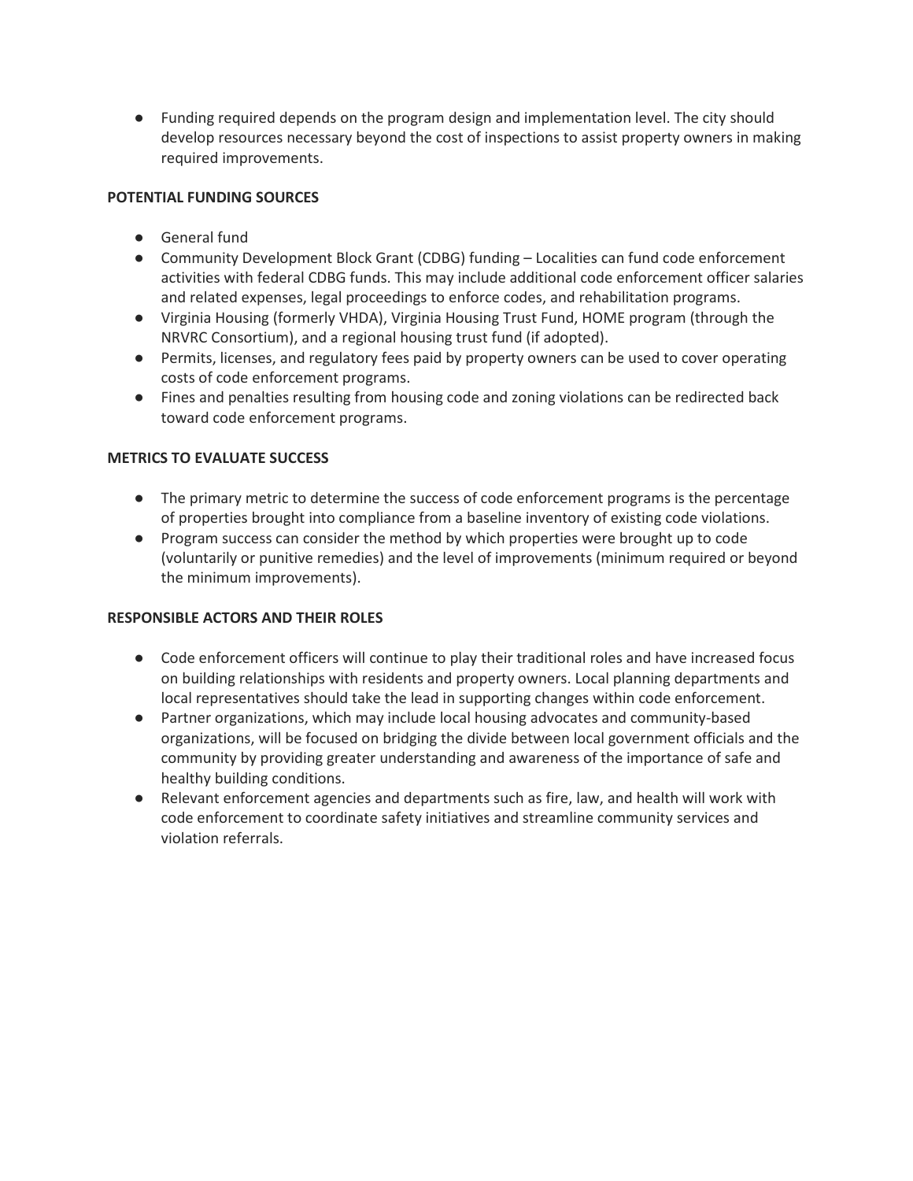- Funding required depends on the program design and implementation level. The city should develop resources necessary beyond the cost of inspections to assist property owners in making required improvements.

**POTENTIAL FUNDING SOURCES**

- General fund
- Community Development Block Grant (CDBG) funding – Localities can fund code enforcement activities with federal CDBG funds. This may include additional code enforcement officer salaries and related expenses, legal proceedings to enforce codes, and rehabilitation programs.
- Virginia Housing (formerly VHDA), Virginia Housing Trust Fund, HOME program (through the NRVRC Consortium), and a regional housing trust fund (if adopted).
- Permits, licenses, and regulatory fees paid by property owners can be used to cover operating costs of code enforcement programs.
- Fines and penalties resulting from housing code and zoning violations can be redirected back toward code enforcement programs.

**METRICS TO EVALUATE SUCCESS**

- The primary metric to determine the success of code enforcement programs is the percentage of properties brought into compliance from a baseline inventory of existing code violations.
- Program success can consider the method by which properties were brought up to code (voluntarily or punitive remedies) and the level of improvements (minimum required or beyond the minimum improvements).

**RESPONSIBLE ACTORS AND THEIR ROLES**

- Code enforcement officers will continue to play their traditional roles and have increased focus on building relationships with residents and property owners. Local planning departments and local representatives should take the lead in supporting changes within code enforcement.
- Partner organizations, which may include local housing advocates and community-based organizations, will be focused on bridging the divide between local government officials and the community by providing greater understanding and awareness of the importance of safe and healthy building conditions.
- Relevant enforcement agencies and departments such as fire, law, and health will work with code enforcement to coordinate safety initiatives and streamline community services and violation referrals.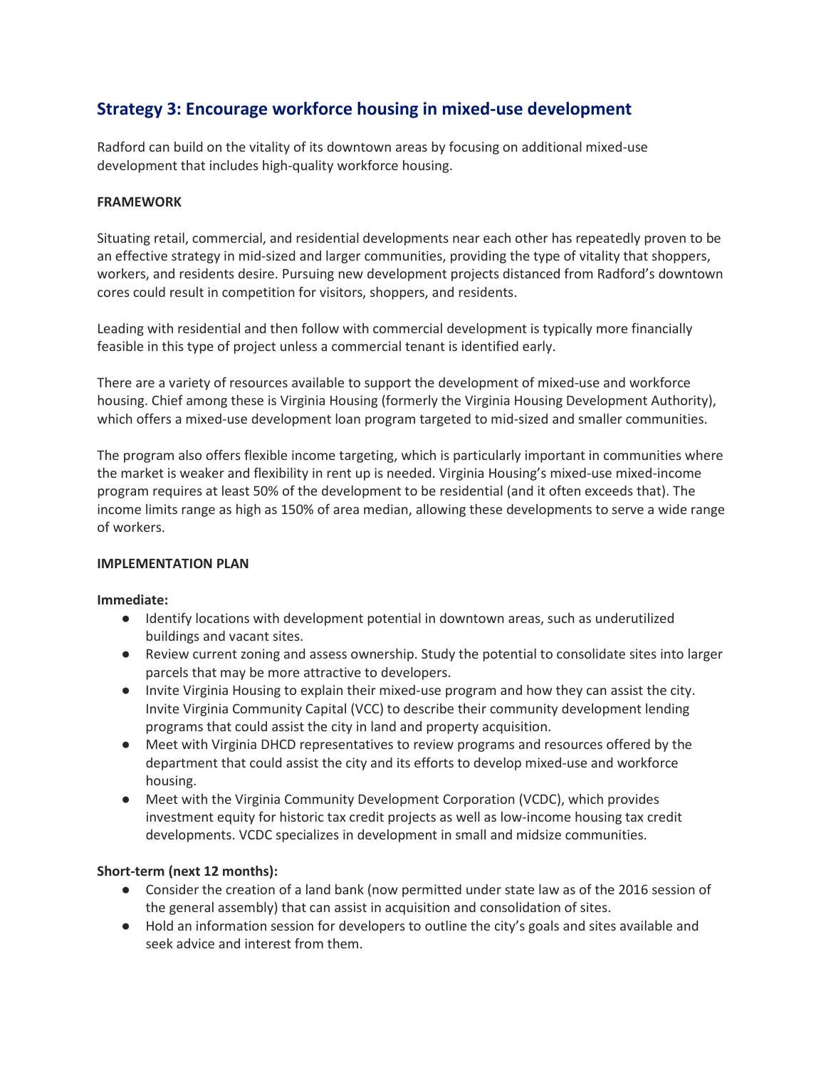## Strategy 3: Encourage workforce housing in mixed-use development

Radford can build on the vitality of its downtown areas by focusing on additional mixed-use development that includes high-quality workforce housing.

**FRAMEWORK**

Situating retail, commercial, and residential developments near each other has repeatedly proven to be an effective strategy in mid-sized and larger communities, providing the type of vitality that shoppers, workers, and residents desire. Pursuing new development projects distanced from Radford's downtown cores could result in competition for visitors, shoppers, and residents.

Leading with residential and then follow with commercial development is typically more financially feasible in this type of project unless a commercial tenant is identified early.

There are a variety of resources available to support the development of mixed-use and workforce housing. Chief among these is Virginia Housing (formerly the Virginia Housing Development Authority), which offers a mixed-use development loan program targeted to mid-sized and smaller communities.

The program also offers flexible income targeting, which is particularly important in communities where the market is weaker and flexibility in rent up is needed. Virginia Housing's mixed-use mixed-income program requires at least 50% of the development to be residential (and it often exceeds that). The income limits range as high as 150% of area median, allowing these developments to serve a wide range of workers.

**IMPLEMENTATION PLAN**

**Immediate:**

- Identify locations with development potential in downtown areas, such as underutilized buildings and vacant sites.
- Review current zoning and assess ownership. Study the potential to consolidate sites into larger parcels that may be more attractive to developers.
- Invite Virginia Housing to explain their mixed-use program and how they can assist the city. Invite Virginia Community Capital (VCC) to describe their community development lending programs that could assist the city in land and property acquisition.
- Meet with Virginia DHCD representatives to review programs and resources offered by the department that could assist the city and its efforts to develop mixed-use and workforce housing.
- Meet with the Virginia Community Development Corporation (VCDC), which provides investment equity for historic tax credit projects as well as low-income housing tax credit developments. VCDC specializes in development in small and midsize communities.

**Short-term (next 12 months):**

- Consider the creation of a land bank (now permitted under state law as of the 2016 session of the general assembly) that can assist in acquisition and consolidation of sites.
- Hold an information session for developers to outline the city's goals and sites available and seek advice and interest from them.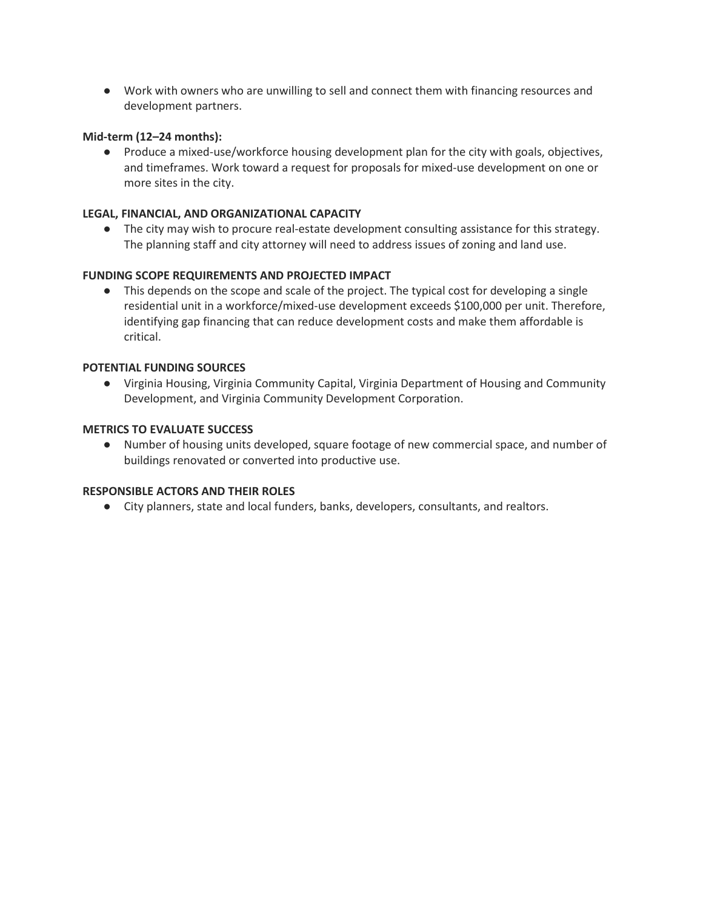- Work with owners who are unwilling to sell and connect them with financing resources and development partners.

**Mid-term (12–24 months):**

- Produce a mixed-use/workforce housing development plan for the city with goals, objectives, and timeframes. Work toward a request for proposals for mixed-use development on one or more sites in the city.

**LEGAL, FINANCIAL, AND ORGANIZATIONAL CAPACITY**

- The city may wish to procure real-estate development consulting assistance for this strategy. The planning staff and city attorney will need to address issues of zoning and land use.

**FUNDING SCOPE REQUIREMENTS AND PROJECTED IMPACT**

- This depends on the scope and scale of the project. The typical cost for developing a single residential unit in a workforce/mixed-use development exceeds $100,000 per unit. Therefore, identifying gap financing that can reduce development costs and make them affordable is critical.

**POTENTIAL FUNDING SOURCES**

- Virginia Housing, Virginia Community Capital, Virginia Department of Housing and Community Development, and Virginia Community Development Corporation.

**METRICS TO EVALUATE SUCCESS**

- Number of housing units developed, square footage of new commercial space, and number of buildings renovated or converted into productive use.

**RESPONSIBLE ACTORS AND THEIR ROLES**

- City planners, state and local funders, banks, developers, consultants, and realtors.